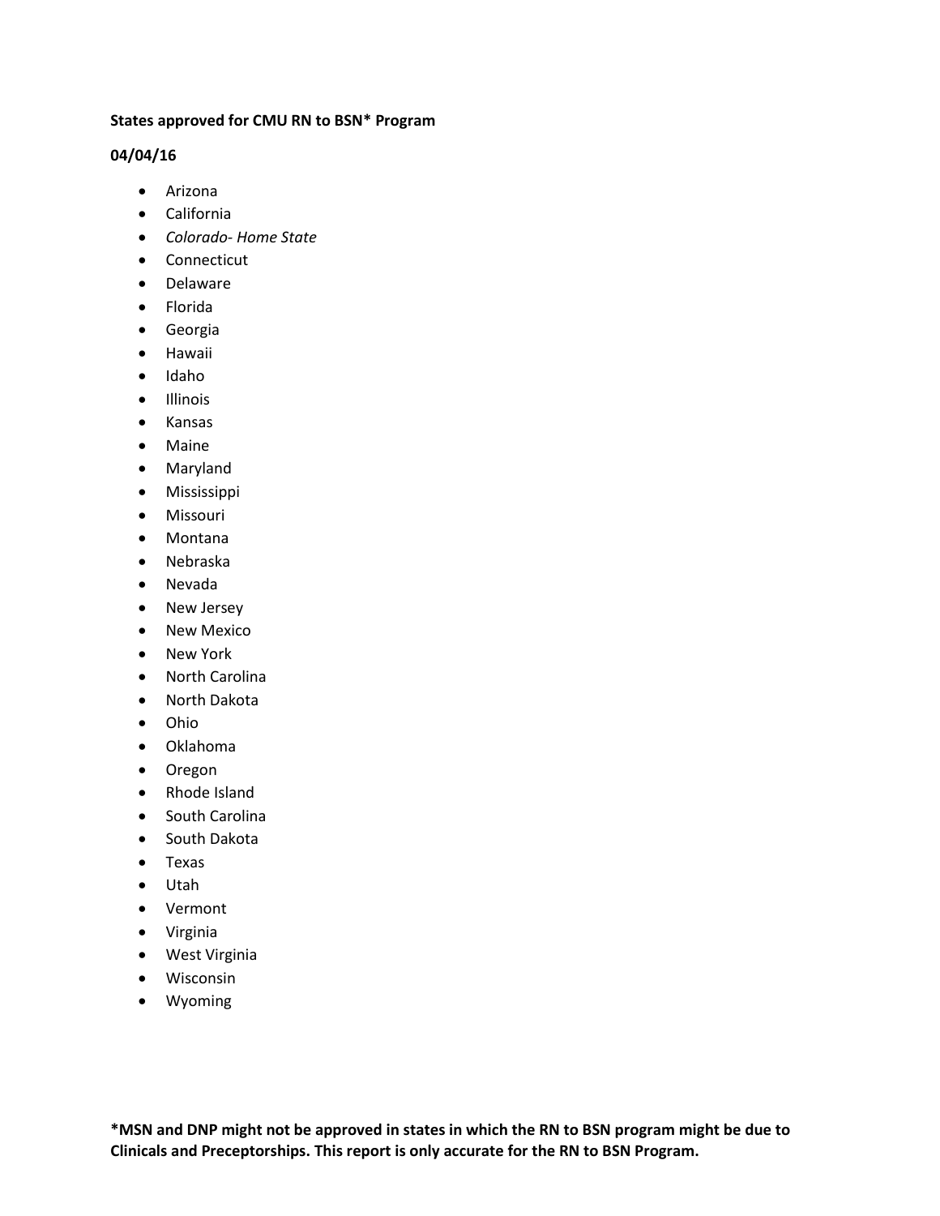**States approved for CMU RN to BSN* Program**

**04/04/16**

- Arizona
- California
- *Colorado- Home State*
- Connecticut
- Delaware
- Florida
- Georgia
- Hawaii
- Idaho
- Illinois
- Kansas
- Maine
- Maryland
- Mississippi
- Missouri
- Montana
- Nebraska
- Nevada
- New Jersey
- New Mexico
- New York
- North Carolina
- North Dakota
- Ohio
- Oklahoma
- Oregon
- Rhode Island
- South Carolina
- South Dakota
- Texas
- Utah
- Vermont
- Virginia
- West Virginia
- Wisconsin
- Wyoming

**\*MSN and DNP might not be approved in states in which the RN to BSN program might be due to Clinicals and Preceptorships. This report is only accurate for the RN to BSN Program.**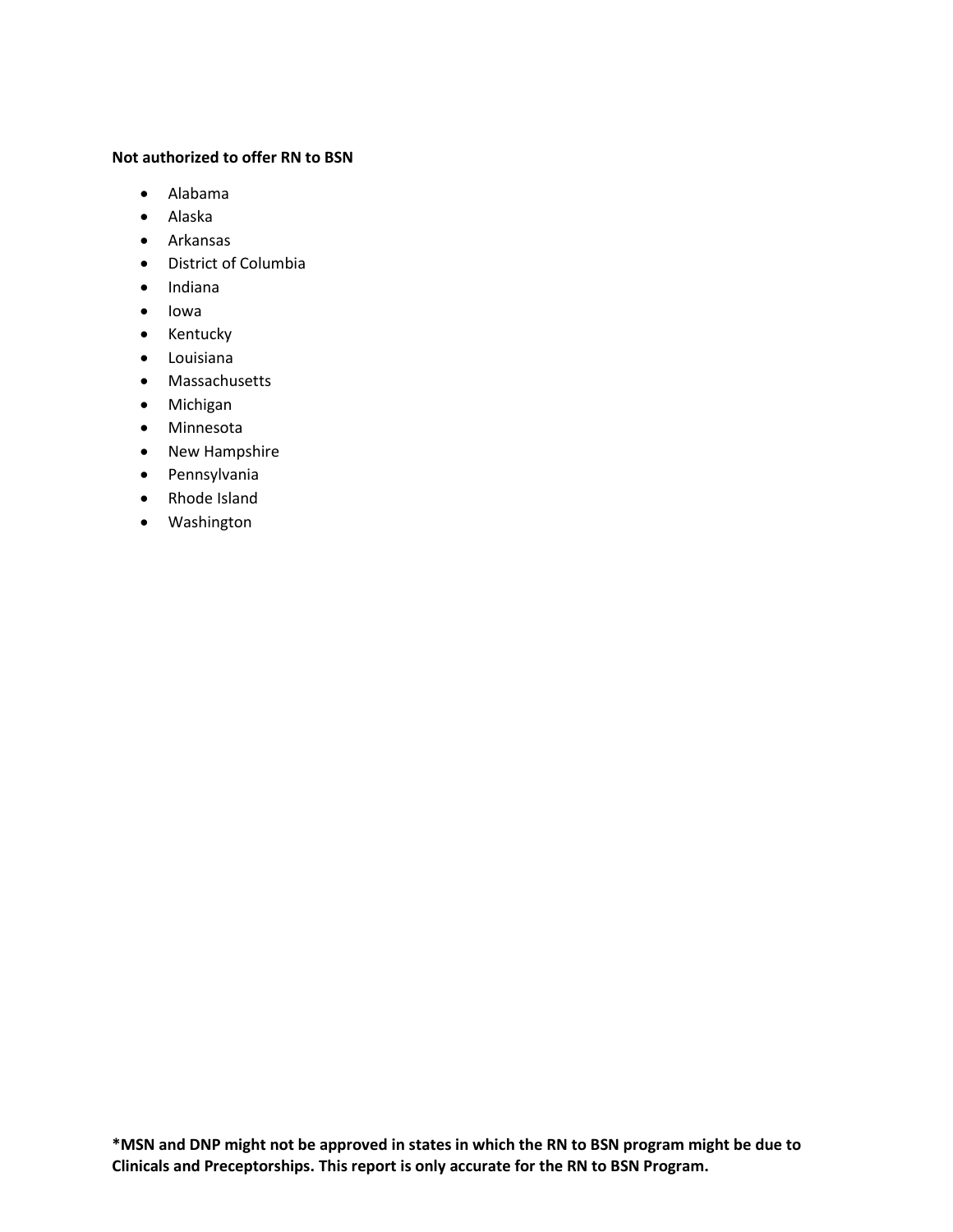**Not authorized to offer RN to BSN**

- Alabama
- Alaska
- Arkansas
- District of Columbia
- Indiana
- Iowa
- Kentucky
- Louisiana
- Massachusetts
- Michigan
- Minnesota
- New Hampshire
- Pennsylvania
- Rhode Island
- Washington

**\*MSN and DNP might not be approved in states in which the RN to BSN program might be due to Clinicals and Preceptorships. This report is only accurate for the RN to BSN Program.**